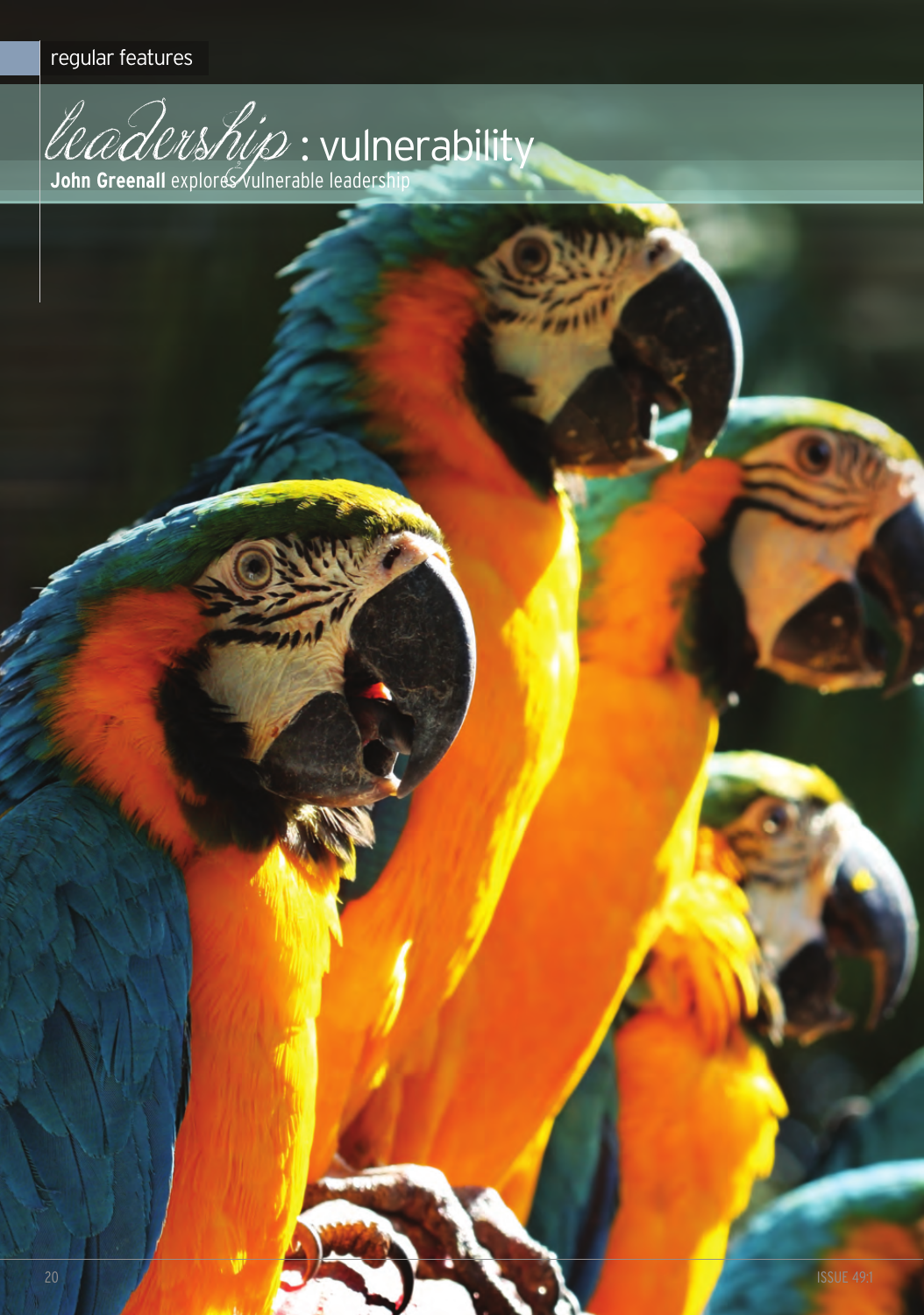regular features

# *leadership* : vulnerability

**John Greenall** explores vulnerable leadership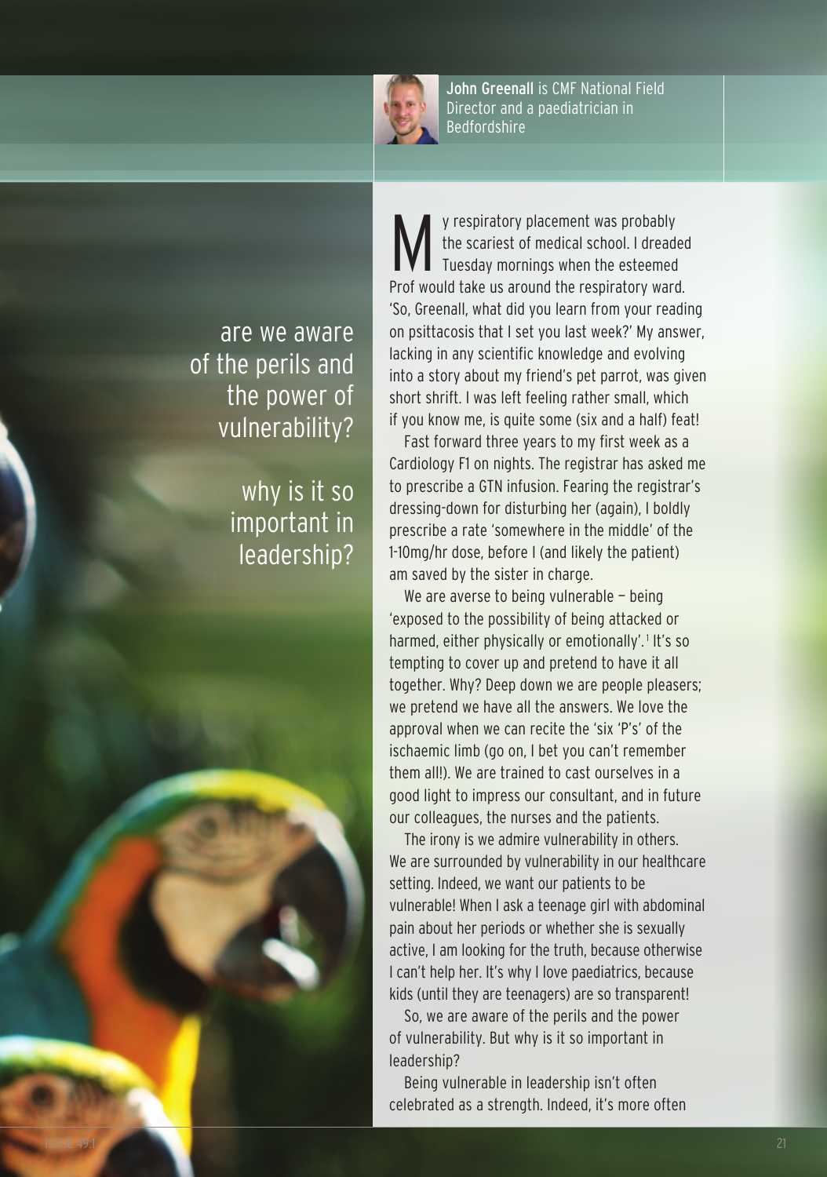**John Greenall** is CMF National Field Director and a paediatrician in Bedfordshire

> are we aware of the perils and the power of vulnerability?
>
> why is it so important in leadership?

My respiratory placement was probably the scariest of medical school. I dreaded Tuesday mornings when the esteemed Prof would take us around the respiratory ward. 'So, Greenall, what did you learn from your reading on psittacosis that I set you last week?' My answer, lacking in any scientific knowledge and evolving into a story about my friend's pet parrot, was given short shrift. I was left feeling rather small, which if you know me, is quite some (six and a half) feat!

Fast forward three years to my first week as a Cardiology F1 on nights. The registrar has asked me to prescribe a GTN infusion. Fearing the registrar's dressing-down for disturbing her (again), I boldly prescribe a rate 'somewhere in the middle' of the 1-10mg/hr dose, before I (and likely the patient) am saved by the sister in charge.

We are averse to being vulnerable – being 'exposed to the possibility of being attacked or harmed, either physically or emotionally'.[1] It's so tempting to cover up and pretend to have it all together. Why? Deep down we are people pleasers; we pretend we have all the answers. We love the approval when we can recite the 'six 'P's' of the ischaemic limb (go on, I bet you can't remember them all!). We are trained to cast ourselves in a good light to impress our consultant, and in future our colleagues, the nurses and the patients.

The irony is we admire vulnerability in others. We are surrounded by vulnerability in our healthcare setting. Indeed, we want our patients to be vulnerable! When I ask a teenage girl with abdominal pain about her periods or whether she is sexually active, I am looking for the truth, because otherwise I can't help her. It's why I love paediatrics, because kids (until they are teenagers) are so transparent!

So, we are aware of the perils and the power of vulnerability. But why is it so important in leadership?

Being vulnerable in leadership isn't often celebrated as a strength. Indeed, it's more often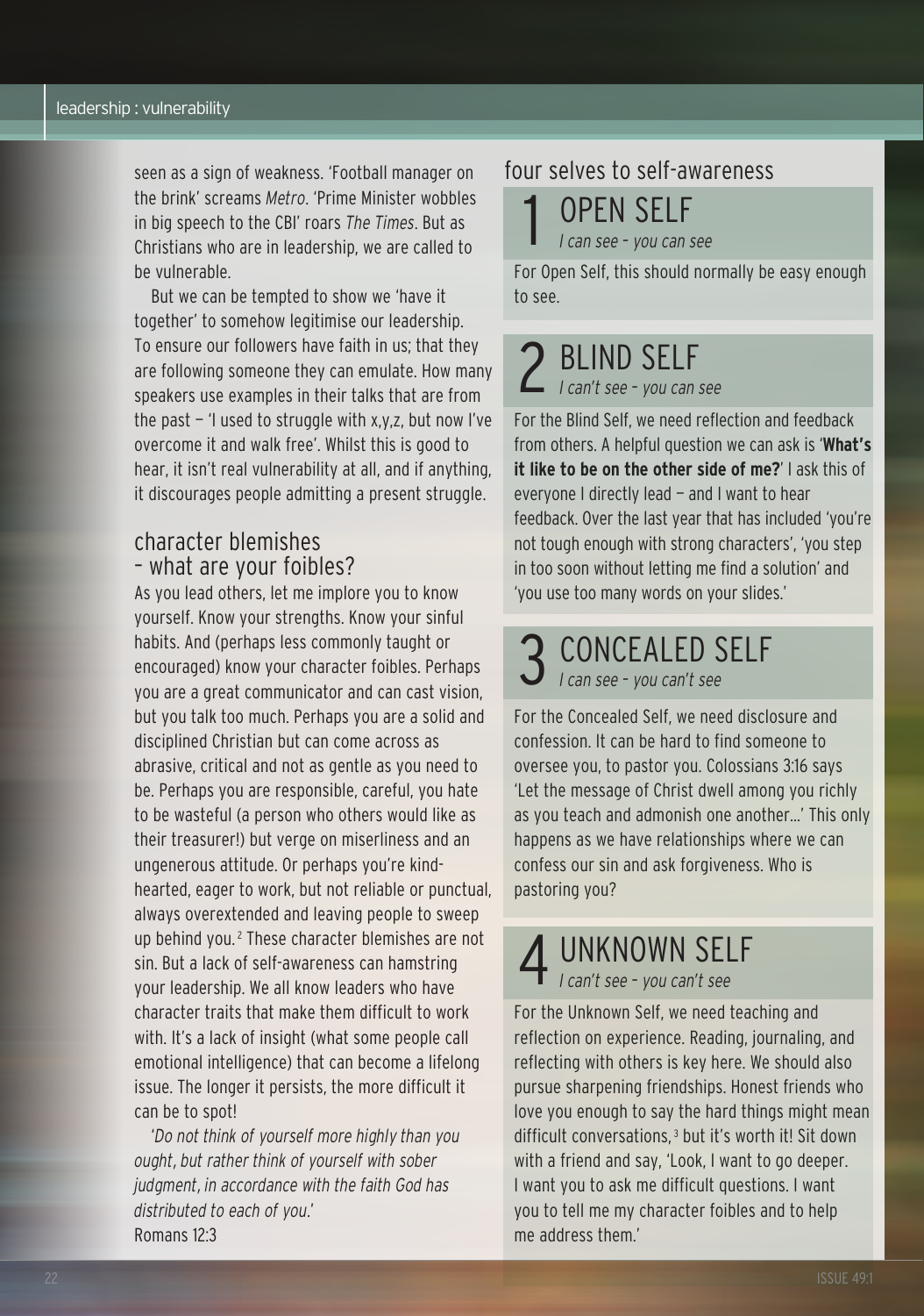seen as a sign of weakness. 'Football manager on the brink' screams *Metro*. 'Prime Minister wobbles in big speech to the CBI' roars *The Times*. But as Christians who are in leadership, we are called to be vulnerable.

But we can be tempted to show we 'have it together' to somehow legitimise our leadership. To ensure our followers have faith in us; that they are following someone they can emulate. How many speakers use examples in their talks that are from the past – 'I used to struggle with x,y,z, but now I've overcome it and walk free'. Whilst this is good to hear, it isn't real vulnerability at all, and if anything, it discourages people admitting a present struggle.

## character blemishes – what are your foibles?

As you lead others, let me implore you to know yourself. Know your strengths. Know your sinful habits. And (perhaps less commonly taught or encouraged) know your character foibles. Perhaps you are a great communicator and can cast vision, but you talk too much. Perhaps you are a solid and disciplined Christian but can come across as abrasive, critical and not as gentle as you need to be. Perhaps you are responsible, careful, you hate to be wasteful (a person who others would like as their treasurer!) but verge on miserliness and an ungenerous attitude. Or perhaps you're kind-hearted, eager to work, but not reliable or punctual, always overextended and leaving people to sweep up behind you.[2] These character blemishes are not sin. But a lack of self-awareness can hamstring your leadership. We all know leaders who have character traits that make them difficult to work with. It's a lack of insight (what some people call emotional intelligence) that can become a lifelong issue. The longer it persists, the more difficult it can be to spot!

*'Do not think of yourself more highly than you ought, but rather think of yourself with sober judgment, in accordance with the faith God has distributed to each of you.'*
Romans 12:3

## four selves to self-awareness

### 1 OPEN SELF

*I can see – you can see*

For Open Self, this should normally be easy enough to see.

### 2 BLIND SELF

*I can't see – you can see*

For the Blind Self, we need reflection and feedback from others. A helpful question we can ask is '**What's it like to be on the other side of me?**' I ask this of everyone I directly lead – and I want to hear feedback. Over the last year that has included 'you're not tough enough with strong characters', 'you step in too soon without letting me find a solution' and 'you use too many words on your slides.'

### 3 CONCEALED SELF

*I can see – you can't see*

For the Concealed Self, we need disclosure and confession. It can be hard to find someone to oversee you, to pastor you. Colossians 3:16 says 'Let the message of Christ dwell among you richly as you teach and admonish one another…' This only happens as we have relationships where we can confess our sin and ask forgiveness. Who is pastoring you?

### 4 UNKNOWN SELF

*I can't see – you can't see*

For the Unknown Self, we need teaching and reflection on experience. Reading, journaling, and reflecting with others is key here. We should also pursue sharpening friendships. Honest friends who love you enough to say the hard things might mean difficult conversations,[3] but it's worth it! Sit down with a friend and say, 'Look, I want to go deeper. I want you to ask me difficult questions. I want you to tell me my character foibles and to help me address them.'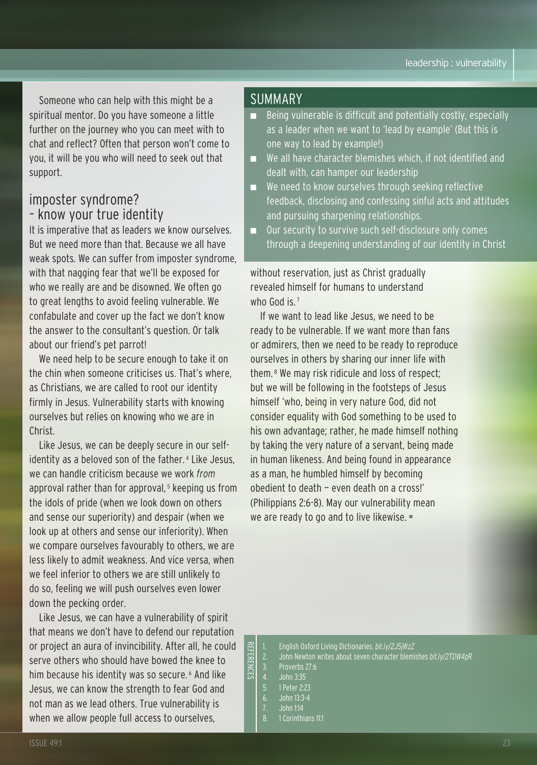Someone who can help with this might be a spiritual mentor. Do you have someone a little further on the journey who you can meet with to chat and reflect? Often that person won't come to you, it will be you who will need to seek out that support.

## imposter syndrome? – know your true identity

It is imperative that as leaders we know ourselves. But we need more than that. Because we all have weak spots. We can suffer from imposter syndrome, with that nagging fear that we'll be exposed for who we really are and be disowned. We often go to great lengths to avoid feeling vulnerable. We confabulate and cover up the fact we don't know the answer to the consultant's question. Or talk about our friend's pet parrot!

We need help to be secure enough to take it on the chin when someone criticises us. That's where, as Christians, we are called to root our identity firmly in Jesus. Vulnerability starts with knowing ourselves but relies on knowing who we are in Christ.

Like Jesus, we can be deeply secure in our self-identity as a beloved son of the father.[4] Like Jesus, we can handle criticism because we work *from* approval rather than for approval,[5] keeping us from the idols of pride (when we look down on others and sense our superiority) and despair (when we look up at others and sense our inferiority). When we compare ourselves favourably to others, we are less likely to admit weakness. And vice versa, when we feel inferior to others we are still unlikely to do so, feeling we will push ourselves even lower down the pecking order.

Like Jesus, we can have a vulnerability of spirit that means we don't have to defend our reputation or project an aura of invincibility. After all, he could serve others who should have bowed the knee to him because his identity was so secure.[6] And like Jesus, we can know the strength to fear God and not man as we lead others. True vulnerability is when we allow people full access to ourselves, without reservation, just as Christ gradually revealed himself for humans to understand who God is.[7]

If we want to lead like Jesus, we need to be ready to be vulnerable. If we want more than fans or admirers, then we need to be ready to reproduce ourselves in others by sharing our inner life with them.[8] We may risk ridicule and loss of respect; but we will be following in the footsteps of Jesus himself 'who, being in very nature God, did not consider equality with God something to be used to his own advantage; rather, he made himself nothing by taking the very nature of a servant, being made in human likeness. And being found in appearance as a man, he humbled himself by becoming obedient to death – even death on a cross!' (Philippians 2:6-8). May our vulnerability mean we are ready to go and to live likewise. ■

## SUMMARY

- Being vulnerable is difficult and potentially costly, especially as a leader when we want to 'lead by example' (But this is one way to lead by example!)
- We all have character blemishes which, if not identified and dealt with, can hamper our leadership
- We need to know ourselves through seeking reflective feedback, disclosing and confessing sinful acts and attitudes and pursuing sharpening relationships.
- Our security to survive such self-disclosure only comes through a deepening understanding of our identity in Christ

### REFERENCES

1. English Oxford Living Dictionaries. *bit.ly/2J5jWzZ*
2. John Newton writes about seven character blemishes *bit.ly/2TDW4pR*
3. Proverbs 27:6
4. John 3:35
5. 1 Peter 2:23
6. John 13:3-4
7. John 1:14
8. 1 Corinthians 11:1